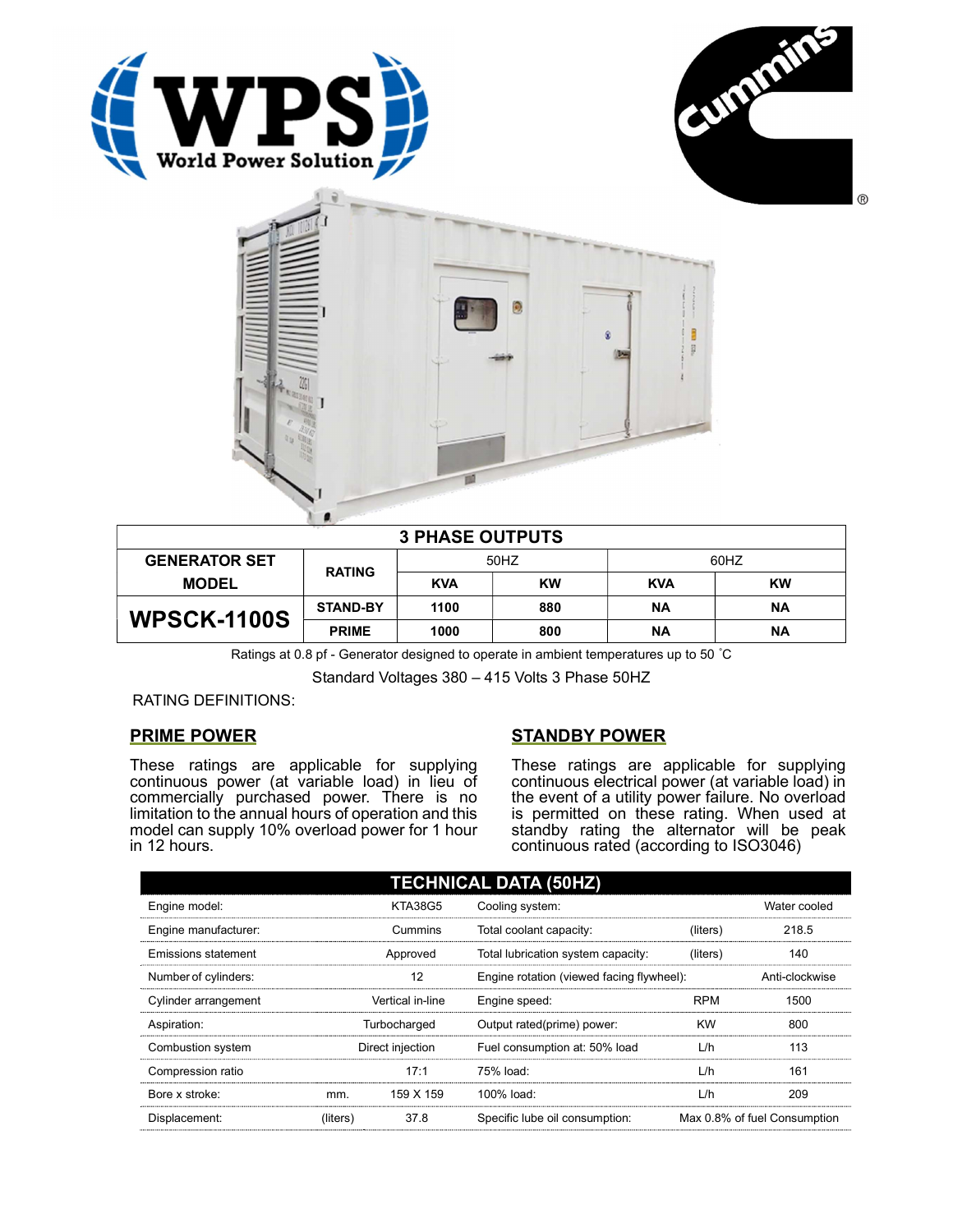**WPS World Power Solution**

**Cummins**®

| 3 PHASE OUTPUTS | | | | | |
|---|---|---|---|---|---|
| **GENERATOR SET MODEL** | **RATING** | 50HZ | | 60HZ | |
| | | **KVA** | **KW** | **KVA** | **KW** |
| **WPSCK-1100S** | **STAND-BY** | **1100** | **880** | **NA** | **NA** |
| | **PRIME** | **1000** | **800** | **NA** | **NA** |

Ratings at 0.8 pf - Generator designed to operate in ambient temperatures up to 50 °C

Standard Voltages 380 – 415 Volts 3 Phase 50HZ

RATING DEFINITIONS:

## PRIME POWER

These ratings are applicable for supplying continuous power (at variable load) in lieu of commercially purchased power. There is no limitation to the annual hours of operation and this model can supply 10% overload power for 1 hour in 12 hours.

## STANDBY POWER

These ratings are applicable for supplying continuous electrical power (at variable load) in the event of a utility power failure. No overload is permitted on these rating. When used at standby rating the alternator will be peak continuous rated (according to ISO3046)

| TECHNICAL DATA (50HZ) | | | | | |
|---|---|---|---|---|---|
| Engine model: | | KTA38G5 | Cooling system: | | Water cooled |
| Engine manufacturer: | | Cummins | Total coolant capacity: | (liters) | 218.5 |
| Emissions statement | | Approved | Total lubrication system capacity: | (liters) | 140 |
| Number of cylinders: | | 12 | Engine rotation (viewed facing flywheel): | | Anti-clockwise |
| Cylinder arrangement | | Vertical in-line | Engine speed: | RPM | 1500 |
| Aspiration: | | Turbocharged | Output rated(prime) power: | KW | 800 |
| Combustion system | | Direct injection | Fuel consumption at: 50% load | L/h | 113 |
| Compression ratio | | 17:1 | 75% load: | L/h | 161 |
| Bore x stroke: | mm. | 159 X 159 | 100% load: | L/h | 209 |
| Displacement: | (liters) | 37.8 | Specific lube oil consumption: | | Max 0.8% of fuel Consumption |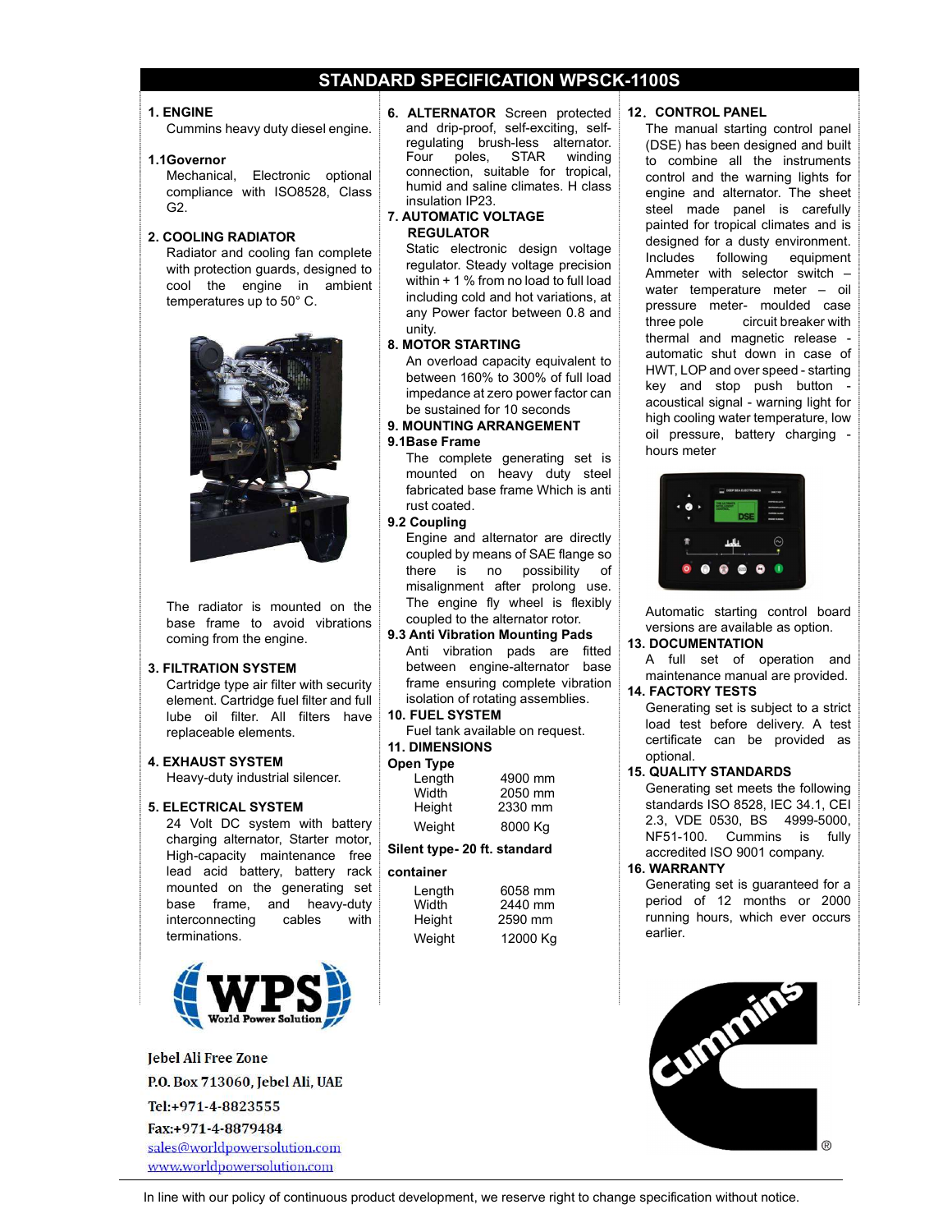# STANDARD SPECIFICATION WPSCK-1100S

### 1. ENGINE

Cummins heavy duty diesel engine.

### 1.1Governor

Mechanical, Electronic optional compliance with ISO8528, Class G2.

### 2. COOLING RADIATOR

Radiator and cooling fan complete with protection guards, designed to cool the engine in ambient temperatures up to 50° C.

The radiator is mounted on the base frame to avoid vibrations coming from the engine.

### 3. FILTRATION SYSTEM

Cartridge type air filter with security element. Cartridge fuel filter and full lube oil filter. All filters have replaceable elements.

### 4. EXHAUST SYSTEM

Heavy-duty industrial silencer.

### 5. ELECTRICAL SYSTEM

24 Volt DC system with battery charging alternator, Starter motor, High-capacity maintenance free lead acid battery, battery rack mounted on the generating set base frame, and heavy-duty interconnecting cables with terminations.

### 6. ALTERNATOR

Screen protected and drip-proof, self-exciting, self-regulating brush-less alternator. Four poles, STAR winding connection, suitable for tropical, humid and saline climates. H class insulation IP23.

### 7. AUTOMATIC VOLTAGE REGULATOR

Static electronic design voltage regulator. Steady voltage precision within + 1 % from no load to full load including cold and hot variations, at any Power factor between 0.8 and unity.

### 8. MOTOR STARTING

An overload capacity equivalent to between 160% to 300% of full load impedance at zero power factor can be sustained for 10 seconds

### 9. MOUNTING ARRANGEMENT

### 9.1Base Frame

The complete generating set is mounted on heavy duty steel fabricated base frame Which is anti rust coated.

### 9.2 Coupling

Engine and alternator are directly coupled by means of SAE flange so there is no possibility of misalignment after prolong use. The engine fly wheel is flexibly coupled to the alternator rotor.

### 9.3 Anti Vibration Mounting Pads

Anti vibration pads are fitted between engine-alternator base frame ensuring complete vibration isolation of rotating assemblies.

### 10. FUEL SYSTEM

Fuel tank available on request.

### 11. DIMENSIONS

**Open Type**

| | |
|---|---|
| Length | 4900 mm |
| Width | 2050 mm |
| Height | 2330 mm |
| Weight | 8000 Kg |

**Silent type- 20 ft. standard container**

| | |
|---|---|
| Length | 6058 mm |
| Width | 2440 mm |
| Height | 2590 mm |
| Weight | 12000 Kg |

### 12. CONTROL PANEL

The manual starting control panel (DSE) has been designed and built to combine all the instruments control and the warning lights for engine and alternator. The sheet steel made panel is carefully painted for tropical climates and is designed for a dusty environment. Includes following equipment Ammeter with selector switch – water temperature meter – oil pressure meter- moulded case three pole circuit breaker with thermal and magnetic release - automatic shut down in case of HWT, LOP and over speed - starting key and stop push button - acoustical signal - warning light for high cooling water temperature, low oil pressure, battery charging - hours meter

Automatic starting control board versions are available as option.

### 13. DOCUMENTATION

A full set of operation and maintenance manual are provided.

### 14. FACTORY TESTS

Generating set is subject to a strict load test before delivery. A test certificate can be provided as optional.

### 15. QUALITY STANDARDS

Generating set meets the following standards ISO 8528, IEC 34.1, CEI 2.3, VDE 0530, BS 4999-5000, NF51-100. Cummins is fully accredited ISO 9001 company.

### 16. WARRANTY

Generating set is guaranteed for a period of 12 months or 2000 running hours, which ever occurs earlier.

WPS World Power Solution

Jebel Ali Free Zone
P.O. Box 713060, Jebel Ali, UAE
Tel:+971-4-8823555
Fax:+971-4-8879484
sales@worldpowersolution.com
www.worldpowersolution.com

Cummins®

In line with our policy of continuous product development, we reserve right to change specification without notice.